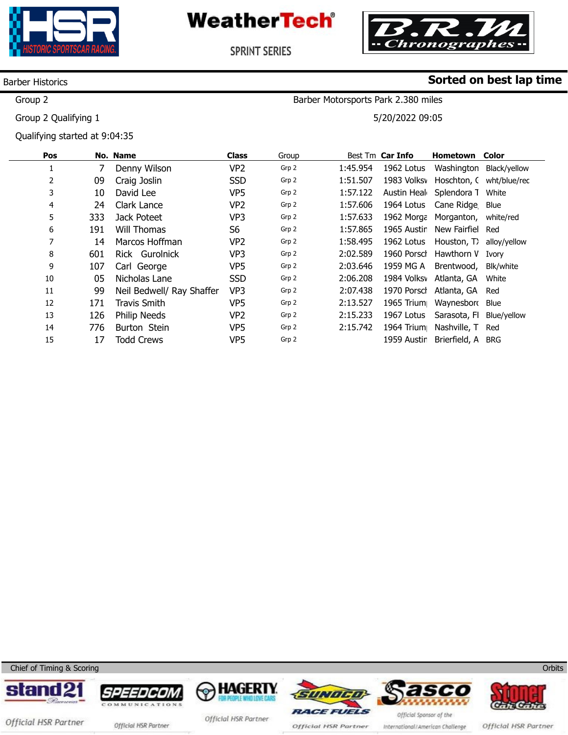WeatherTech

SPRINT SERIES

Barber Historics

**Sorted on best lap time**

Group 2

Barber Motorsports Park 2.380 miles

Group 2 Qualifying 1

5/20/2022 09:05

Qualifying started at 9:04:35

| Pos | No. | Name | Class | Group | Best Tm | Car Info | Hometown | Color |
|---|---|---|---|---|---|---|---|---|
| 1 | 7 | Denny Wilson | VP2 | Grp 2 | 1:45.954 | 1962 Lotus | Washington | Black/yellow |
| 2 | 09 | Craig Joslin | SSD | Grp 2 | 1:51.507 | 1983 Volksv | Hoschton, ( | wht/blue/rec |
| 3 | 10 | David Lee | VP5 | Grp 2 | 1:57.122 | Austin Heal | Splendora T | White |
| 4 | 24 | Clark Lance | VP2 | Grp 2 | 1:57.606 | 1964 Lotus | Cane Ridge | Blue |
| 5 | 333 | Jack Poteet | VP3 | Grp 2 | 1:57.633 | 1962 Morga | Morganton, | white/red |
| 6 | 191 | Will Thomas | S6 | Grp 2 | 1:57.865 | 1965 Austin | New Fairfiel | Red |
| 7 | 14 | Marcos Hoffman | VP2 | Grp 2 | 1:58.495 | 1962 Lotus | Houston, T) | alloy/yellow |
| 8 | 601 | Rick Gurolnick | VP3 | Grp 2 | 2:02.589 | 1960 Porsch | Hawthorn V | Ivory |
| 9 | 107 | Carl George | VP5 | Grp 2 | 2:03.646 | 1959 MG A | Brentwood, | Blk/white |
| 10 | 05 | Nicholas Lane | SSD | Grp 2 | 2:06.208 | 1984 Volksv | Atlanta, GA | White |
| 11 | 99 | Neil Bedwell/ Ray Shaffer | VP3 | Grp 2 | 2:07.438 | 1970 Porsch | Atlanta, GA | Red |
| 12 | 171 | Travis Smith | VP5 | Grp 2 | 2:13.527 | 1965 Trium | Waynesborc | Blue |
| 13 | 126 | Philip Needs | VP2 | Grp 2 | 2:15.233 | 1967 Lotus | Sarasota, Fl | Blue/yellow |
| 14 | 776 | Burton Stein | VP5 | Grp 2 | 2:15.742 | 1964 Trium | Nashville, T | Red |
| 15 | 17 | Todd Crews | VP5 | Grp 2 | | 1959 Austin | Brierfield, A | BRG |

Chief of Timing & Scoring | Orbits

Official HSR Partner · Official HSR Partner · Official HSR Partner · Official HSR Partner · Official Sponsor of the International/American Challenge · Official HSR Partner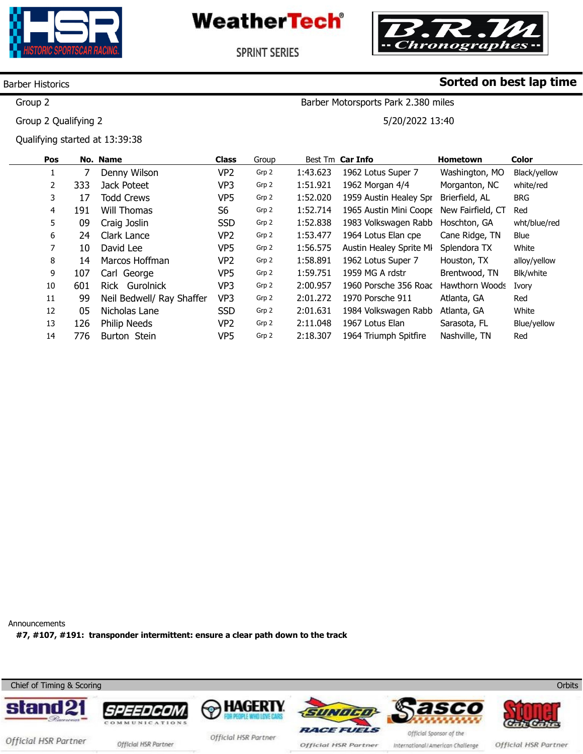Barber Historics

**Sorted on best lap time**

Group 2

Barber Motorsports Park 2.380 miles

Group 2 Qualifying 2

5/20/2022 13:40

Qualifying started at 13:39:38

| Pos | No. | Name | Class | Group | Best Tm | Car Info | Hometown | Color |
|---|---|---|---|---|---|---|---|---|
| 1 | 7 | Denny Wilson | VP2 | Grp 2 | 1:43.623 | 1962 Lotus Super 7 | Washington, MO | Black/yellow |
| 2 | 333 | Jack Poteet | VP3 | Grp 2 | 1:51.921 | 1962 Morgan 4/4 | Morganton, NC | white/red |
| 3 | 17 | Todd Crews | VP5 | Grp 2 | 1:52.020 | 1959 Austin Healey Spr | Brierfield, AL | BRG |
| 4 | 191 | Will Thomas | S6 | Grp 2 | 1:52.714 | 1965 Austin Mini Coope | New Fairfield, CT | Red |
| 5 | 09 | Craig Joslin | SSD | Grp 2 | 1:52.838 | 1983 Volkswagen Rabb | Hoschton, GA | wht/blue/red |
| 6 | 24 | Clark Lance | VP2 | Grp 2 | 1:53.477 | 1964 Lotus Elan cpe | Cane Ridge, TN | Blue |
| 7 | 10 | David Lee | VP5 | Grp 2 | 1:56.575 | Austin Healey Sprite Mk | Splendora TX | White |
| 8 | 14 | Marcos Hoffman | VP2 | Grp 2 | 1:58.891 | 1962 Lotus Super 7 | Houston, TX | alloy/yellow |
| 9 | 107 | Carl George | VP5 | Grp 2 | 1:59.751 | 1959 MG A rdstr | Brentwood, TN | Blk/white |
| 10 | 601 | Rick Gurolnick | VP3 | Grp 2 | 2:00.957 | 1960 Porsche 356 Roac | Hawthorn Woods | Ivory |
| 11 | 99 | Neil Bedwell/ Ray Shaffer | VP3 | Grp 2 | 2:01.272 | 1970 Porsche 911 | Atlanta, GA | Red |
| 12 | 05 | Nicholas Lane | SSD | Grp 2 | 2:01.631 | 1984 Volkswagen Rabb | Atlanta, GA | White |
| 13 | 126 | Philip Needs | VP2 | Grp 2 | 2:11.048 | 1967 Lotus Elan | Sarasota, FL | Blue/yellow |
| 14 | 776 | Burton Stein | VP5 | Grp 2 | 2:18.307 | 1964 Triumph Spitfire | Nashville, TN | Red |

Announcements

**#7, #107, #191: transponder intermittent: ensure a clear path down to the track**

Chief of Timing & Scoring

Orbits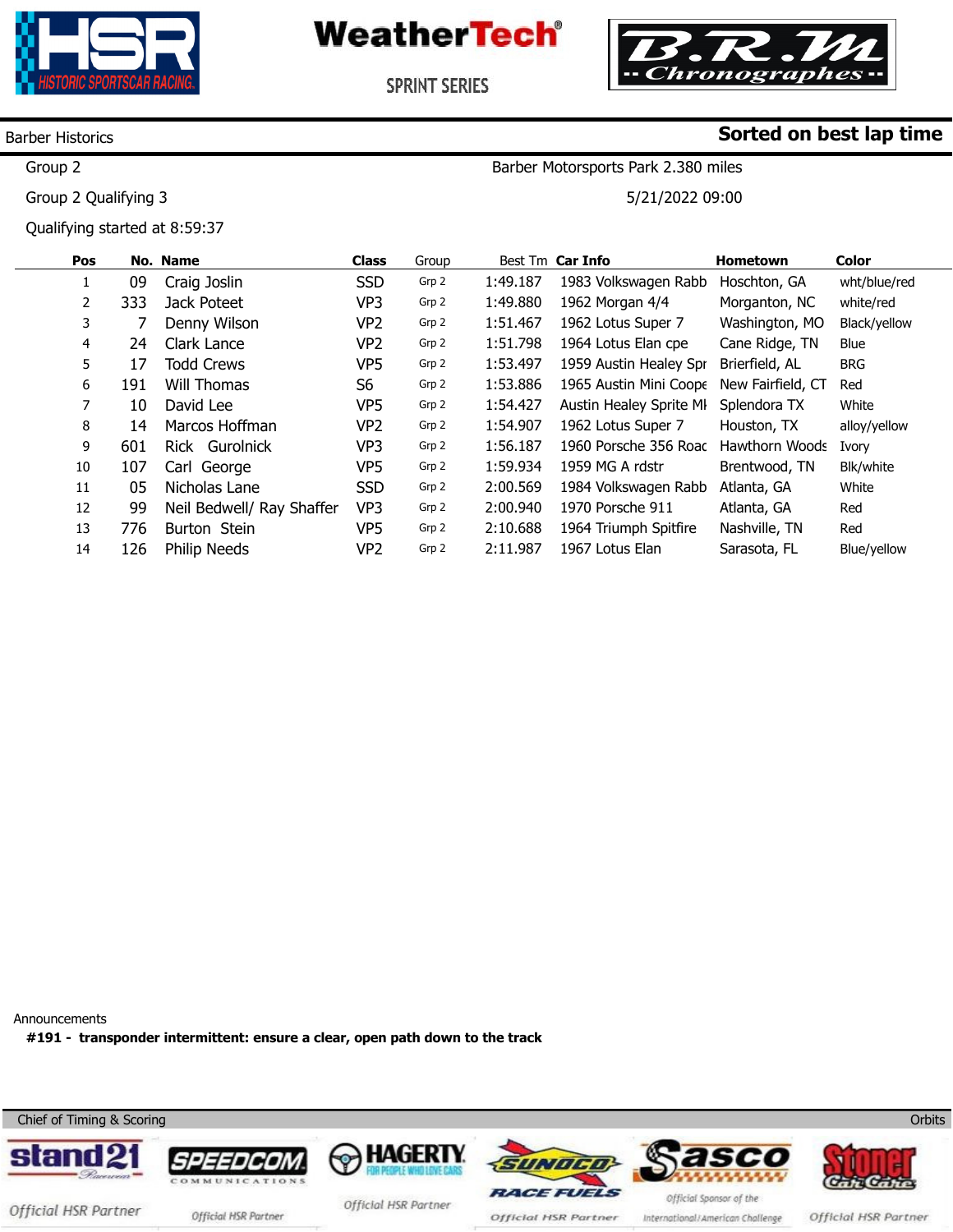HSR HISTORIC SPORTSCAR RACING

WeatherTech SPRINT SERIES

B.R.M Chronographes

Barber Historics

**Sorted on best lap time**

Group 2

Barber Motorsports Park 2.380 miles

Group 2 Qualifying 3

5/21/2022 09:00

Qualifying started at 8:59:37

| Pos | No. | Name | Class | Group | Best Tm | Car Info | Hometown | Color |
|---|---|---|---|---|---|---|---|---|
| 1 | 09 | Craig Joslin | SSD | Grp 2 | 1:49.187 | 1983 Volkswagen Rabb | Hoschton, GA | wht/blue/red |
| 2 | 333 | Jack Poteet | VP3 | Grp 2 | 1:49.880 | 1962 Morgan 4/4 | Morganton, NC | white/red |
| 3 | 7 | Denny Wilson | VP2 | Grp 2 | 1:51.467 | 1962 Lotus Super 7 | Washington, MO | Black/yellow |
| 4 | 24 | Clark Lance | VP2 | Grp 2 | 1:51.798 | 1964 Lotus Elan cpe | Cane Ridge, TN | Blue |
| 5 | 17 | Todd Crews | VP5 | Grp 2 | 1:53.497 | 1959 Austin Healey Spr | Brierfield, AL | BRG |
| 6 | 191 | Will Thomas | S6 | Grp 2 | 1:53.886 | 1965 Austin Mini Coope | New Fairfield, CT | Red |
| 7 | 10 | David Lee | VP5 | Grp 2 | 1:54.427 | Austin Healey Sprite MI | Splendora TX | White |
| 8 | 14 | Marcos Hoffman | VP2 | Grp 2 | 1:54.907 | 1962 Lotus Super 7 | Houston, TX | alloy/yellow |
| 9 | 601 | Rick Gurolnick | VP3 | Grp 2 | 1:56.187 | 1960 Porsche 356 Roac | Hawthorn Woods | Ivory |
| 10 | 107 | Carl George | VP5 | Grp 2 | 1:59.934 | 1959 MG A rdstr | Brentwood, TN | Blk/white |
| 11 | 05 | Nicholas Lane | SSD | Grp 2 | 2:00.569 | 1984 Volkswagen Rabb | Atlanta, GA | White |
| 12 | 99 | Neil Bedwell/ Ray Shaffer | VP3 | Grp 2 | 2:00.940 | 1970 Porsche 911 | Atlanta, GA | Red |
| 13 | 776 | Burton Stein | VP5 | Grp 2 | 2:10.688 | 1964 Triumph Spitfire | Nashville, TN | Red |
| 14 | 126 | Philip Needs | VP2 | Grp 2 | 2:11.987 | 1967 Lotus Elan | Sarasota, FL | Blue/yellow |

Announcements

**#191 - transponder intermittent: ensure a clear, open path down to the track**

Chief of Timing & Scoring

Orbits

stand21 — Official HSR Partner | SPEEDCOM COMMUNICATIONS — Official HSR Partner | HAGERTY FOR PEOPLE WHO LOVE CARS — Official HSR Partner | SUNOCO RACE FUELS — Official HSR Partner | Sasco — Official Sponsor of the International/American Challenge | Stoner Car Care — Official HSR Partner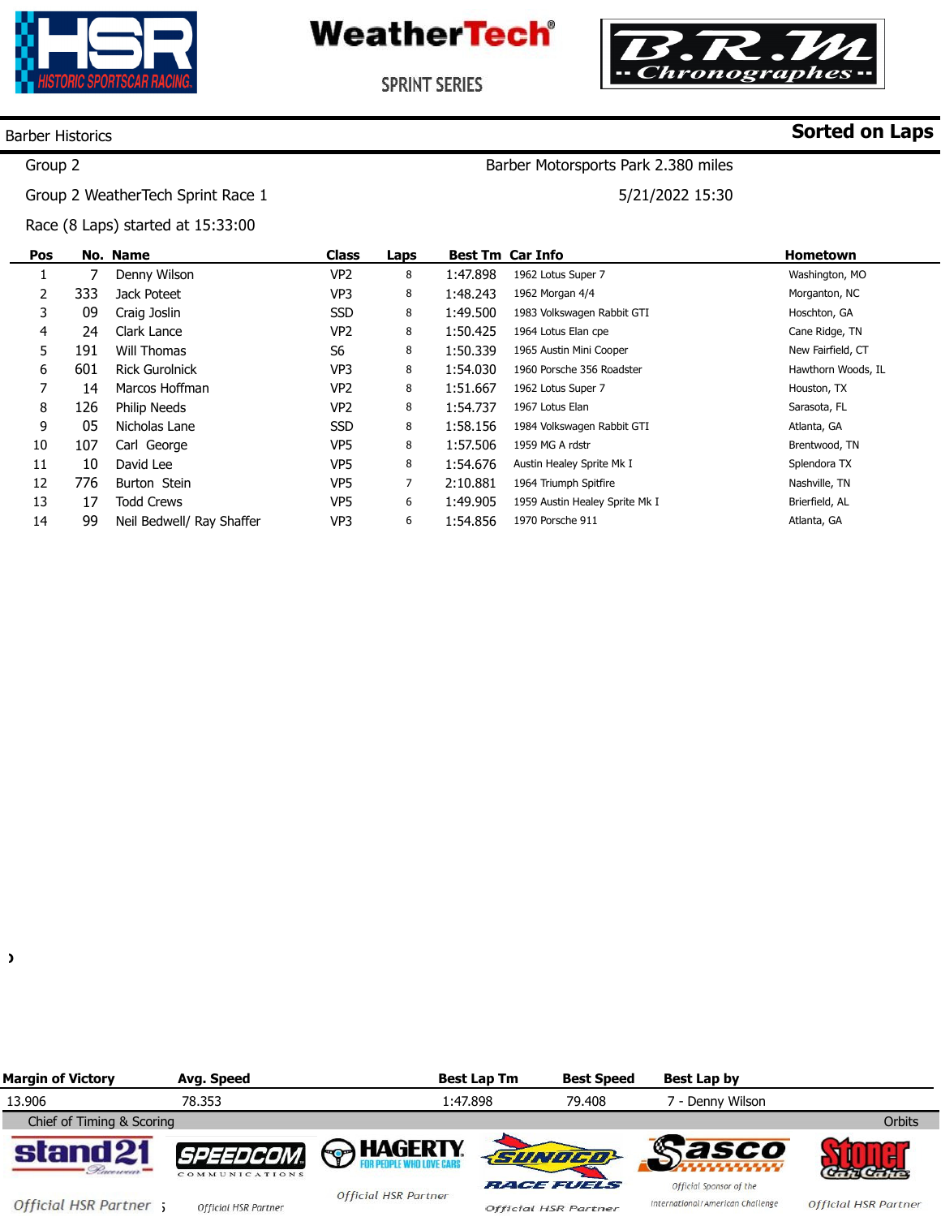Barber Historics — **Sorted on Laps**

Group 2 — Barber Motorsports Park 2.380 miles

Group 2 WeatherTech Sprint Race 1 — 5/21/2022 15:30

Race (8 Laps) started at 15:33:00

| Pos | No. | Name | Class | Laps | Best Tm | Car Info | Hometown |
|---|---|---|---|---|---|---|---|
| 1 | 7 | Denny Wilson | VP2 | 8 | 1:47.898 | 1962 Lotus Super 7 | Washington, MO |
| 2 | 333 | Jack Poteet | VP3 | 8 | 1:48.243 | 1962 Morgan 4/4 | Morganton, NC |
| 3 | 09 | Craig Joslin | SSD | 8 | 1:49.500 | 1983 Volkswagen Rabbit GTI | Hoschton, GA |
| 4 | 24 | Clark Lance | VP2 | 8 | 1:50.425 | 1964 Lotus Elan cpe | Cane Ridge, TN |
| 5 | 191 | Will Thomas | S6 | 8 | 1:50.339 | 1965 Austin Mini Cooper | New Fairfield, CT |
| 6 | 601 | Rick Gurolnick | VP3 | 8 | 1:54.030 | 1960 Porsche 356 Roadster | Hawthorn Woods, IL |
| 7 | 14 | Marcos Hoffman | VP2 | 8 | 1:51.667 | 1962 Lotus Super 7 | Houston, TX |
| 8 | 126 | Philip Needs | VP2 | 8 | 1:54.737 | 1967 Lotus Elan | Sarasota, FL |
| 9 | 05 | Nicholas Lane | SSD | 8 | 1:58.156 | 1984 Volkswagen Rabbit GTI | Atlanta, GA |
| 10 | 107 | Carl George | VP5 | 8 | 1:57.506 | 1959 MG A rdstr | Brentwood, TN |
| 11 | 10 | David Lee | VP5 | 8 | 1:54.676 | Austin Healey Sprite Mk I | Splendora TX |
| 12 | 776 | Burton Stein | VP5 | 7 | 2:10.881 | 1964 Triumph Spitfire | Nashville, TN |
| 13 | 17 | Todd Crews | VP5 | 6 | 1:49.905 | 1959 Austin Healey Sprite Mk I | Brierfield, AL |
| 14 | 99 | Neil Bedwell/ Ray Shaffer | VP3 | 6 | 1:54.856 | 1970 Porsche 911 | Atlanta, GA |

| Margin of Victory | Avg. Speed | Best Lap Tm | Best Speed | Best Lap by |
|---|---|---|---|---|
| 13.906 | 78.353 | 1:47.898 | 79.408 | 7 - Denny Wilson |

Chief of Timing & Scoring — Orbits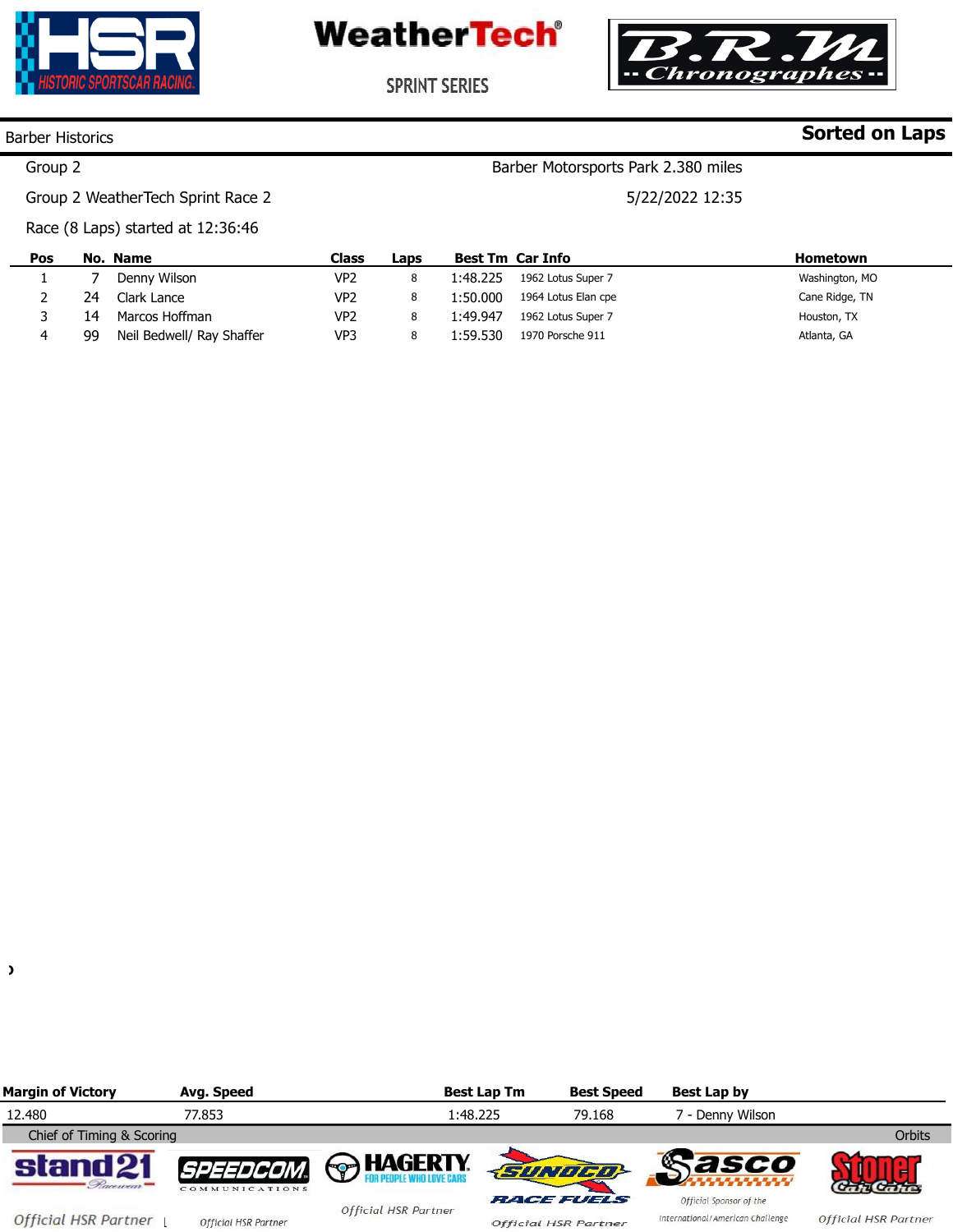HSR HISTORIC SPORTSCAR RACING

WeatherTech SPRINT SERIES

B.R.M Chronographes

Barber Historics

**Sorted on Laps**

Group 2 — Barber Motorsports Park 2.380 miles

Group 2 WeatherTech Sprint Race 2 — 5/22/2022 12:35

Race (8 Laps) started at 12:36:46

| Pos | No. | Name | Class | Laps | Best Tm | Car Info | Hometown |
|---|---|---|---|---|---|---|---|
| 1 | 7 | Denny Wilson | VP2 | 8 | 1:48.225 | 1962 Lotus Super 7 | Washington, MO |
| 2 | 24 | Clark Lance | VP2 | 8 | 1:50.000 | 1964 Lotus Elan cpe | Cane Ridge, TN |
| 3 | 14 | Marcos Hoffman | VP2 | 8 | 1:49.947 | 1962 Lotus Super 7 | Houston, TX |
| 4 | 99 | Neil Bedwell/ Ray Shaffer | VP3 | 8 | 1:59.530 | 1970 Porsche 911 | Atlanta, GA |

| Margin of Victory | Avg. Speed | Best Lap Tm | Best Speed | Best Lap by |
|---|---|---|---|---|
| 12.480 | 77.853 | 1:48.225 | 79.168 | 7 - Denny Wilson |

Chief of Timing & Scoring — Orbits

stand21 Racewear — Official HSR Partner

SPEEDCOM COMMUNICATIONS — Official HSR Partner

HAGERTY FOR PEOPLE WHO LOVE CARS — Official HSR Partner

SUNOCO RACE FUELS — Official HSR Partner

Sasco — Official Sponsor of the International/American Challenge

Stoner Car Care — Official HSR Partner